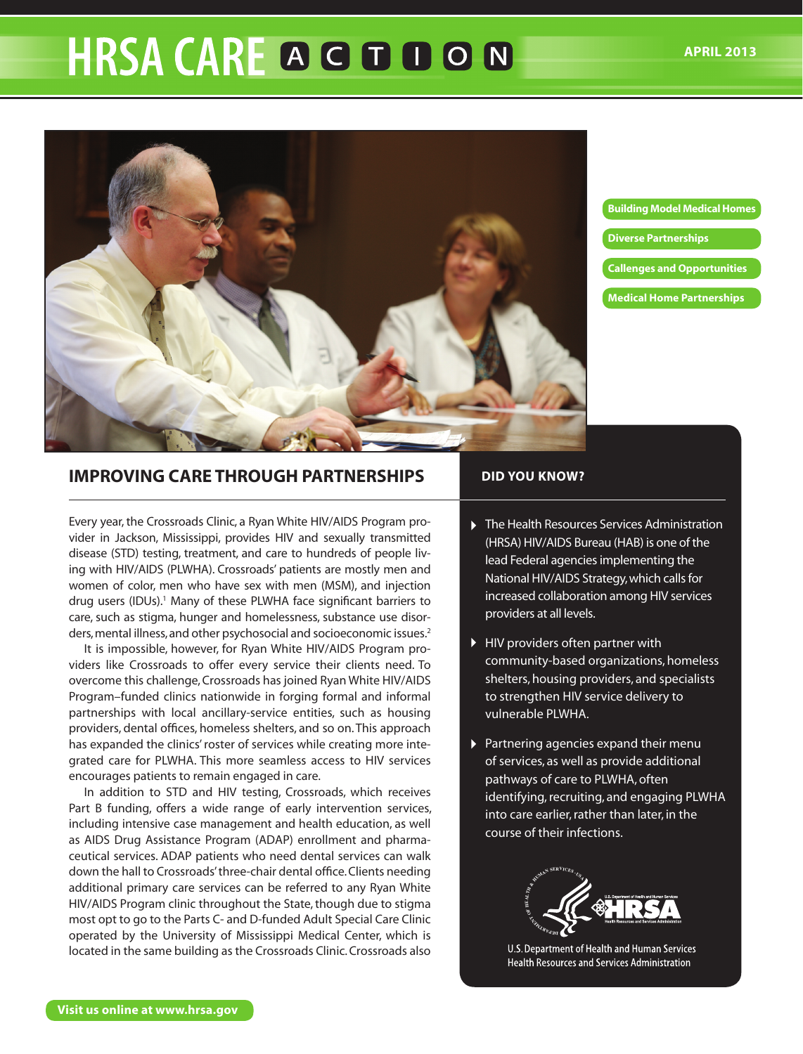# HRSA CARE ACTION

APRIL 2013

- Building Model Medical Homes
- Diverse Partnerships
- Callenges and Opportunities
- Medical Home Partnerships

## IMPROVING CARE THROUGH PARTNERSHIPS

Every year, the Crossroads Clinic, a Ryan White HIV/AIDS Program provider in Jackson, Mississippi, provides HIV and sexually transmitted disease (STD) testing, treatment, and care to hundreds of people living with HIV/AIDS (PLWHA). Crossroads' patients are mostly men and women of color, men who have sex with men (MSM), and injection drug users (IDUs).[1] Many of these PLWHA face significant barriers to care, such as stigma, hunger and homelessness, substance use disorders, mental illness, and other psychosocial and socioeconomic issues.[2]

It is impossible, however, for Ryan White HIV/AIDS Program providers like Crossroads to offer every service their clients need. To overcome this challenge, Crossroads has joined Ryan White HIV/AIDS Program–funded clinics nationwide in forging formal and informal partnerships with local ancillary-service entities, such as housing providers, dental offices, homeless shelters, and so on. This approach has expanded the clinics' roster of services while creating more integrated care for PLWHA. This more seamless access to HIV services encourages patients to remain engaged in care.

In addition to STD and HIV testing, Crossroads, which receives Part B funding, offers a wide range of early intervention services, including intensive case management and health education, as well as AIDS Drug Assistance Program (ADAP) enrollment and pharmaceutical services. ADAP patients who need dental services can walk down the hall to Crossroads' three-chair dental office. Clients needing additional primary care services can be referred to any Ryan White HIV/AIDS Program clinic throughout the State, though due to stigma most opt to go to the Parts C- and D-funded Adult Special Care Clinic operated by the University of Mississippi Medical Center, which is located in the same building as the Crossroads Clinic. Crossroads also

### DID YOU KNOW?

- The Health Resources Services Administration (HRSA) HIV/AIDS Bureau (HAB) is one of the lead Federal agencies implementing the National HIV/AIDS Strategy, which calls for increased collaboration among HIV services providers at all levels.
- HIV providers often partner with community-based organizations, homeless shelters, housing providers, and specialists to strengthen HIV service delivery to vulnerable PLWHA.
- Partnering agencies expand their menu of services, as well as provide additional pathways of care to PLWHA, often identifying, recruiting, and engaging PLWHA into care earlier, rather than later, in the course of their infections.

U.S. Department of Health and Human Services
Health Resources and Services Administration

Visit us online at www.hrsa.gov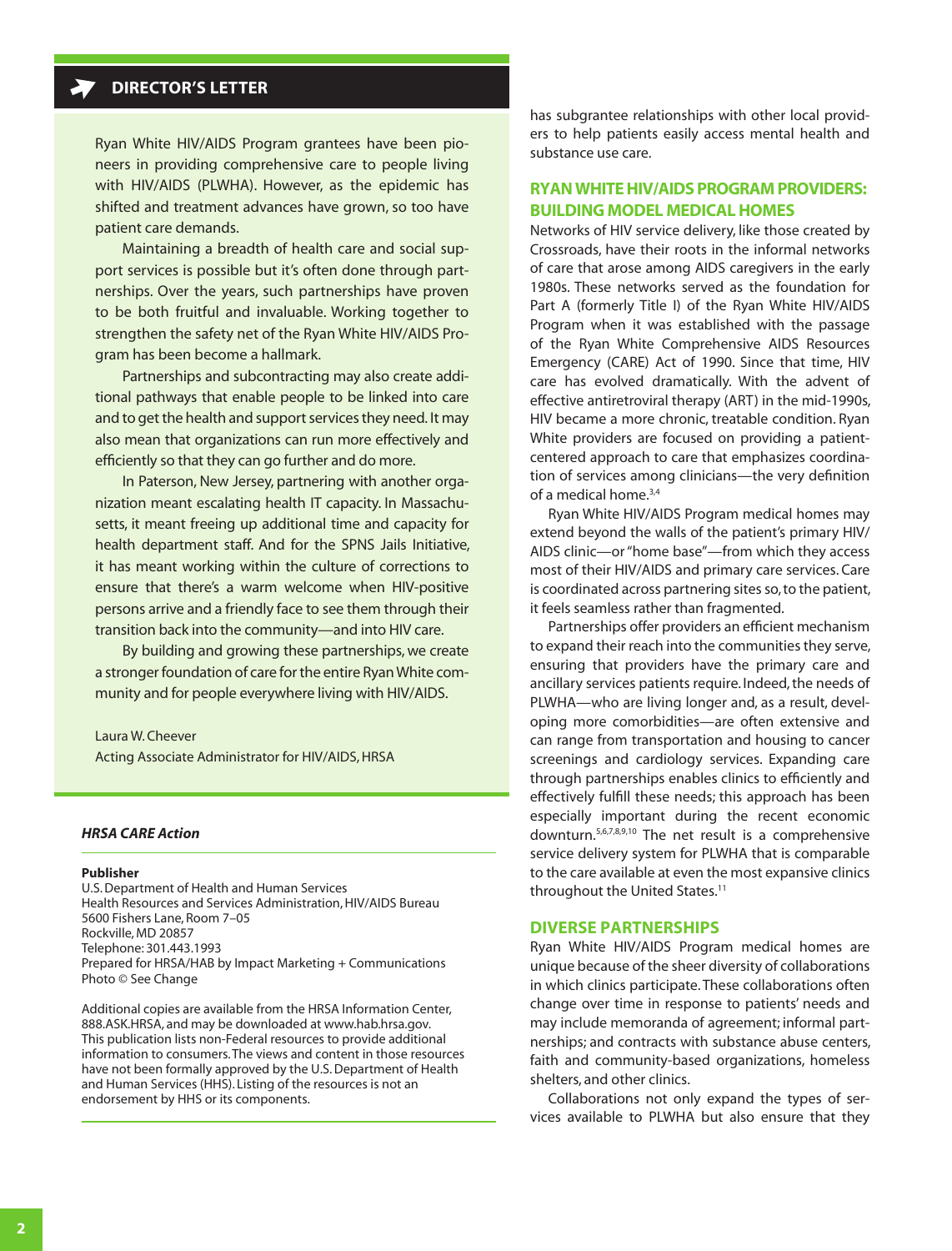## DIRECTOR'S LETTER

Ryan White HIV/AIDS Program grantees have been pioneers in providing comprehensive care to people living with HIV/AIDS (PLWHA). However, as the epidemic has shifted and treatment advances have grown, so too have patient care demands.

Maintaining a breadth of health care and social support services is possible but it's often done through partnerships. Over the years, such partnerships have proven to be both fruitful and invaluable. Working together to strengthen the safety net of the Ryan White HIV/AIDS Program has been become a hallmark.

Partnerships and subcontracting may also create additional pathways that enable people to be linked into care and to get the health and support services they need. It may also mean that organizations can run more effectively and efficiently so that they can go further and do more.

In Paterson, New Jersey, partnering with another organization meant escalating health IT capacity. In Massachusetts, it meant freeing up additional time and capacity for health department staff. And for the SPNS Jails Initiative, it has meant working within the culture of corrections to ensure that there's a warm welcome when HIV-positive persons arrive and a friendly face to see them through their transition back into the community—and into HIV care.

By building and growing these partnerships, we create a stronger foundation of care for the entire Ryan White community and for people everywhere living with HIV/AIDS.

Laura W. Cheever
Acting Associate Administrator for HIV/AIDS, HRSA

***HRSA CARE Action***

**Publisher**
U.S. Department of Health and Human Services
Health Resources and Services Administration, HIV/AIDS Bureau
5600 Fishers Lane, Room 7–05
Rockville, MD 20857
Telephone: 301.443.1993
Prepared for HRSA/HAB by Impact Marketing + Communications
Photo © See Change

Additional copies are available from the HRSA Information Center, 888.ASK.HRSA, and may be downloaded at www.hab.hrsa.gov. This publication lists non-Federal resources to provide additional information to consumers. The views and content in those resources have not been formally approved by the U.S. Department of Health and Human Services (HHS). Listing of the resources is not an endorsement by HHS or its components.

has subgrantee relationships with other local providers to help patients easily access mental health and substance use care.

## RYAN WHITE HIV/AIDS PROGRAM PROVIDERS: BUILDING MODEL MEDICAL HOMES

Networks of HIV service delivery, like those created by Crossroads, have their roots in the informal networks of care that arose among AIDS caregivers in the early 1980s. These networks served as the foundation for Part A (formerly Title I) of the Ryan White HIV/AIDS Program when it was established with the passage of the Ryan White Comprehensive AIDS Resources Emergency (CARE) Act of 1990. Since that time, HIV care has evolved dramatically. With the advent of effective antiretroviral therapy (ART) in the mid-1990s, HIV became a more chronic, treatable condition. Ryan White providers are focused on providing a patient-centered approach to care that emphasizes coordination of services among clinicians—the very definition of a medical home.[3,4]

Ryan White HIV/AIDS Program medical homes may extend beyond the walls of the patient's primary HIV/AIDS clinic—or "home base"—from which they access most of their HIV/AIDS and primary care services. Care is coordinated across partnering sites so, to the patient, it feels seamless rather than fragmented.

Partnerships offer providers an efficient mechanism to expand their reach into the communities they serve, ensuring that providers have the primary care and ancillary services patients require. Indeed, the needs of PLWHA—who are living longer and, as a result, developing more comorbidities—are often extensive and can range from transportation and housing to cancer screenings and cardiology services. Expanding care through partnerships enables clinics to efficiently and effectively fulfill these needs; this approach has been especially important during the recent economic downturn.[5,6,7,8,9,10] The net result is a comprehensive service delivery system for PLWHA that is comparable to the care available at even the most expansive clinics throughout the United States.[11]

## DIVERSE PARTNERSHIPS

Ryan White HIV/AIDS Program medical homes are unique because of the sheer diversity of collaborations in which clinics participate. These collaborations often change over time in response to patients' needs and may include memoranda of agreement; informal partnerships; and contracts with substance abuse centers, faith and community-based organizations, homeless shelters, and other clinics.

Collaborations not only expand the types of services available to PLWHA but also ensure that they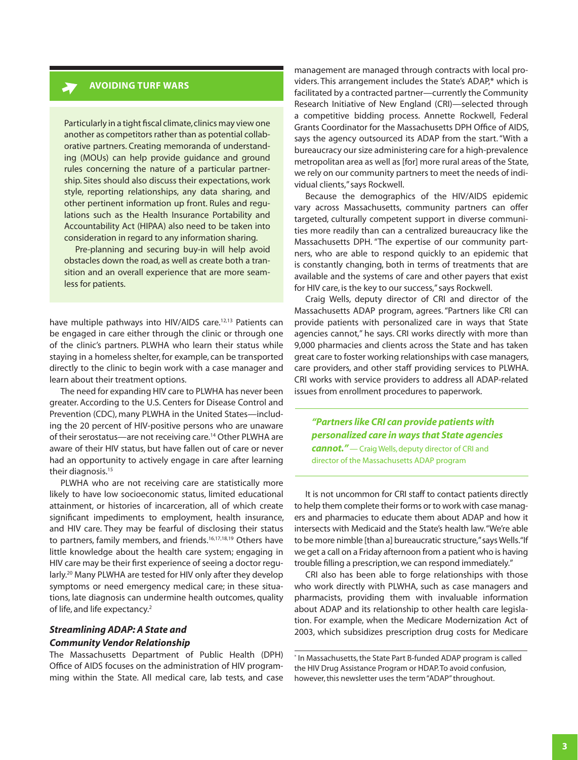## AVOIDING TURF WARS

Particularly in a tight fiscal climate, clinics may view one another as competitors rather than as potential collaborative partners. Creating memoranda of understanding (MOUs) can help provide guidance and ground rules concerning the nature of a particular partnership. Sites should also discuss their expectations, work style, reporting relationships, any data sharing, and other pertinent information up front. Rules and regulations such as the Health Insurance Portability and Accountability Act (HIPAA) also need to be taken into consideration in regard to any information sharing.

Pre-planning and securing buy-in will help avoid obstacles down the road, as well as create both a transition and an overall experience that are more seamless for patients.

---

have multiple pathways into HIV/AIDS care.[12,13] Patients can be engaged in care either through the clinic or through one of the clinic's partners. PLWHA who learn their status while staying in a homeless shelter, for example, can be transported directly to the clinic to begin work with a case manager and learn about their treatment options.

The need for expanding HIV care to PLWHA has never been greater. According to the U.S. Centers for Disease Control and Prevention (CDC), many PLWHA in the United States—including the 20 percent of HIV-positive persons who are unaware of their serostatus—are not receiving care.[14] Other PLWHA are aware of their HIV status, but have fallen out of care or never had an opportunity to actively engage in care after learning their diagnosis.[15]

PLWHA who are not receiving care are statistically more likely to have low socioeconomic status, limited educational attainment, or histories of incarceration, all of which create significant impediments to employment, health insurance, and HIV care. They may be fearful of disclosing their status to partners, family members, and friends.[16,17,18,19] Others have little knowledge about the health care system; engaging in HIV care may be their first experience of seeing a doctor regularly.[20] Many PLWHA are tested for HIV only after they develop symptoms or need emergency medical care; in these situations, late diagnosis can undermine health outcomes, quality of life, and life expectancy.[2]

### *Streamlining ADAP: A State and Community Vendor Relationship*

The Massachusetts Department of Public Health (DPH) Office of AIDS focuses on the administration of HIV programming within the State. All medical care, lab tests, and case management are managed through contracts with local providers. This arrangement includes the State's ADAP,* which is facilitated by a contracted partner—currently the Community Research Initiative of New England (CRI)—selected through a competitive bidding process. Annette Rockwell, Federal Grants Coordinator for the Massachusetts DPH Office of AIDS, says the agency outsourced its ADAP from the start. "With a bureaucracy our size administering care for a high-prevalence metropolitan area as well as [for] more rural areas of the State, we rely on our community partners to meet the needs of individual clients," says Rockwell.

Because the demographics of the HIV/AIDS epidemic vary across Massachusetts, community partners can offer targeted, culturally competent support in diverse communities more readily than can a centralized bureaucracy like the Massachusetts DPH. "The expertise of our community partners, who are able to respond quickly to an epidemic that is constantly changing, both in terms of treatments that are available and the systems of care and other payers that exist for HIV care, is the key to our success," says Rockwell.

Craig Wells, deputy director of CRI and director of the Massachusetts ADAP program, agrees. "Partners like CRI can provide patients with personalized care in ways that State agencies cannot," he says. CRI works directly with more than 9,000 pharmacies and clients across the State and has taken great care to foster working relationships with case managers, care providers, and other staff providing services to PLWHA. CRI works with service providers to address all ADAP-related issues from enrollment procedures to paperwork.

> ***"Partners like CRI can provide patients with personalized care in ways that State agencies cannot."*** — Craig Wells, deputy director of CRI and director of the Massachusetts ADAP program

It is not uncommon for CRI staff to contact patients directly to help them complete their forms or to work with case managers and pharmacies to educate them about ADAP and how it intersects with Medicaid and the State's health law. "We're able to be more nimble [than a] bureaucratic structure," says Wells. "If we get a call on a Friday afternoon from a patient who is having trouble filling a prescription, we can respond immediately."

CRI also has been able to forge relationships with those who work directly with PLWHA, such as case managers and pharmacists, providing them with invaluable information about ADAP and its relationship to other health care legislation. For example, when the Medicare Modernization Act of 2003, which subsidizes prescription drug costs for Medicare

---

\* In Massachusetts, the State Part B-funded ADAP program is called the HIV Drug Assistance Program or HDAP. To avoid confusion, however, this newsletter uses the term "ADAP" throughout.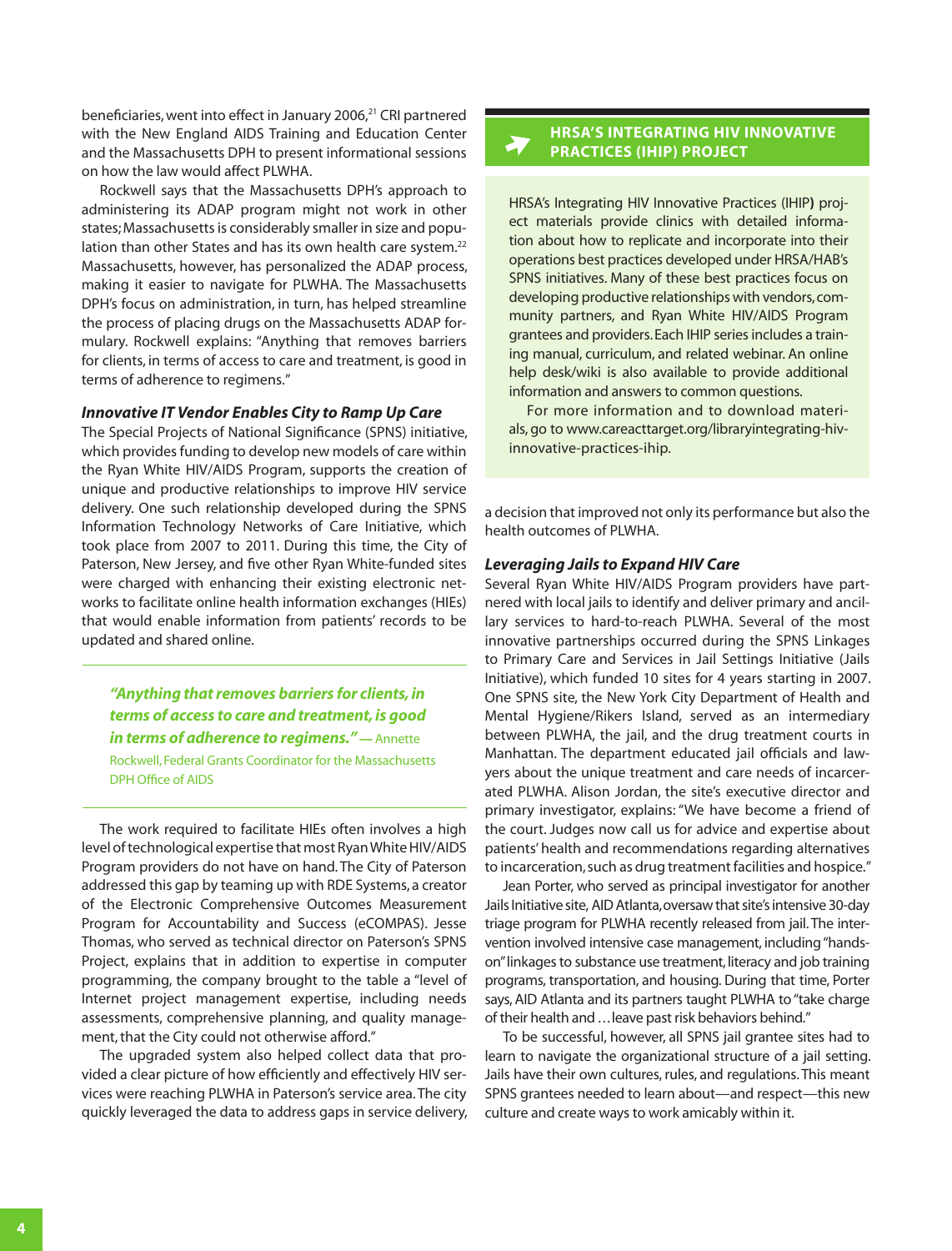beneficiaries, went into effect in January 2006,[21] CRI partnered with the New England AIDS Training and Education Center and the Massachusetts DPH to present informational sessions on how the law would affect PLWHA.

Rockwell says that the Massachusetts DPH's approach to administering its ADAP program might not work in other states; Massachusetts is considerably smaller in size and population than other States and has its own health care system.[22] Massachusetts, however, has personalized the ADAP process, making it easier to navigate for PLWHA. The Massachusetts DPH's focus on administration, in turn, has helped streamline the process of placing drugs on the Massachusetts ADAP formulary. Rockwell explains: "Anything that removes barriers for clients, in terms of access to care and treatment, is good in terms of adherence to regimens."

### *Innovative IT Vendor Enables City to Ramp Up Care*

The Special Projects of National Significance (SPNS) initiative, which provides funding to develop new models of care within the Ryan White HIV/AIDS Program, supports the creation of unique and productive relationships to improve HIV service delivery. One such relationship developed during the SPNS Information Technology Networks of Care Initiative, which took place from 2007 to 2011. During this time, the City of Paterson, New Jersey, and five other Ryan White-funded sites were charged with enhancing their existing electronic networks to facilitate online health information exchanges (HIEs) that would enable information from patients' records to be updated and shared online.

> ***"Anything that removes barriers for clients, in terms of access to care and treatment, is good in terms of adherence to regimens."*** — Annette Rockwell, Federal Grants Coordinator for the Massachusetts DPH Office of AIDS

The work required to facilitate HIEs often involves a high level of technological expertise that most Ryan White HIV/AIDS Program providers do not have on hand. The City of Paterson addressed this gap by teaming up with RDE Systems, a creator of the Electronic Comprehensive Outcomes Measurement Program for Accountability and Success (eCOMPAS). Jesse Thomas, who served as technical director on Paterson's SPNS Project, explains that in addition to expertise in computer programming, the company brought to the table a "level of Internet project management expertise, including needs assessments, comprehensive planning, and quality management, that the City could not otherwise afford."

The upgraded system also helped collect data that provided a clear picture of how efficiently and effectively HIV services were reaching PLWHA in Paterson's service area. The city quickly leveraged the data to address gaps in service delivery, a decision that improved not only its performance but also the health outcomes of PLWHA.

### *Leveraging Jails to Expand HIV Care*

Several Ryan White HIV/AIDS Program providers have partnered with local jails to identify and deliver primary and ancillary services to hard-to-reach PLWHA. Several of the most innovative partnerships occurred during the SPNS Linkages to Primary Care and Services in Jail Settings Initiative (Jails Initiative), which funded 10 sites for 4 years starting in 2007. One SPNS site, the New York City Department of Health and Mental Hygiene/Rikers Island, served as an intermediary between PLWHA, the jail, and the drug treatment courts in Manhattan. The department educated jail officials and lawyers about the unique treatment and care needs of incarcerated PLWHA. Alison Jordan, the site's executive director and primary investigator, explains: "We have become a friend of the court. Judges now call us for advice and expertise about patients' health and recommendations regarding alternatives to incarceration, such as drug treatment facilities and hospice."

Jean Porter, who served as principal investigator for another Jails Initiative site, AID Atlanta, oversaw that site's intensive 30-day triage program for PLWHA recently released from jail. The intervention involved intensive case management, including "hands-on" linkages to substance use treatment, literacy and job training programs, transportation, and housing. During that time, Porter says, AID Atlanta and its partners taught PLWHA to "take charge of their health and … leave past risk behaviors behind."

To be successful, however, all SPNS jail grantee sites had to learn to navigate the organizational structure of a jail setting. Jails have their own cultures, rules, and regulations. This meant SPNS grantees needed to learn about—and respect—this new culture and create ways to work amicably within it.

---

**HRSA'S INTEGRATING HIV INNOVATIVE PRACTICES (IHIP) PROJECT**

HRSA's Integrating HIV Innovative Practices (IHIP) project materials provide clinics with detailed information about how to replicate and incorporate into their operations best practices developed under HRSA/HAB's SPNS initiatives. Many of these best practices focus on developing productive relationships with vendors, community partners, and Ryan White HIV/AIDS Program grantees and providers. Each IHIP series includes a training manual, curriculum, and related webinar. An online help desk/wiki is also available to provide additional information and answers to common questions.

For more information and to download materials, go to www.careacttarget.org/libraryintegrating-hiv-innovative-practices-ihip.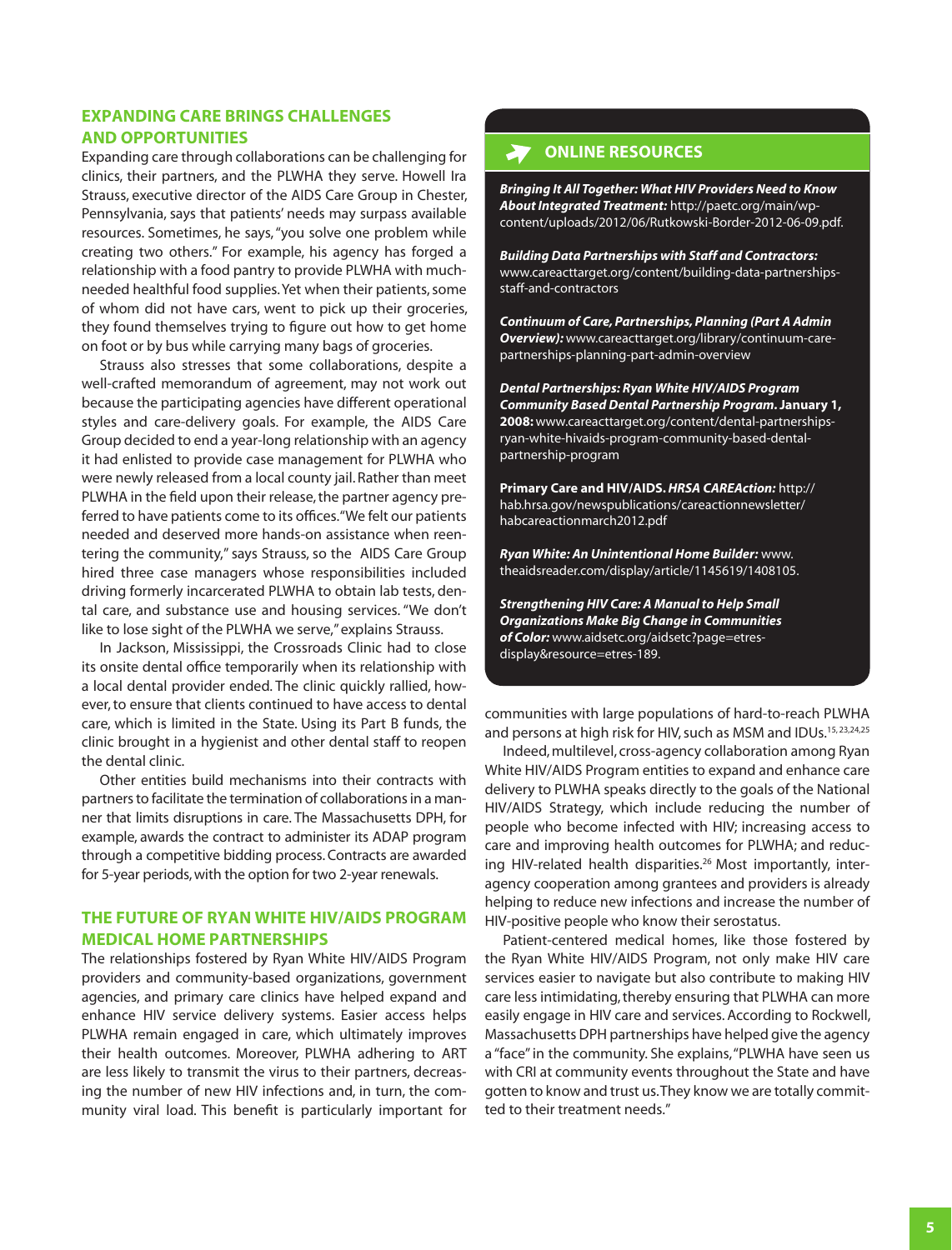## EXPANDING CARE BRINGS CHALLENGES AND OPPORTUNITIES

Expanding care through collaborations can be challenging for clinics, their partners, and the PLWHA they serve. Howell Ira Strauss, executive director of the AIDS Care Group in Chester, Pennsylvania, says that patients' needs may surpass available resources. Sometimes, he says, "you solve one problem while creating two others." For example, his agency has forged a relationship with a food pantry to provide PLWHA with much-needed healthful food supplies. Yet when their patients, some of whom did not have cars, went to pick up their groceries, they found themselves trying to figure out how to get home on foot or by bus while carrying many bags of groceries.

Strauss also stresses that some collaborations, despite a well-crafted memorandum of agreement, may not work out because the participating agencies have different operational styles and care-delivery goals. For example, the AIDS Care Group decided to end a year-long relationship with an agency it had enlisted to provide case management for PLWHA who were newly released from a local county jail. Rather than meet PLWHA in the field upon their release, the partner agency preferred to have patients come to its offices. "We felt our patients needed and deserved more hands-on assistance when reentering the community," says Strauss, so the AIDS Care Group hired three case managers whose responsibilities included driving formerly incarcerated PLWHA to obtain lab tests, dental care, and substance use and housing services. "We don't like to lose sight of the PLWHA we serve," explains Strauss.

In Jackson, Mississippi, the Crossroads Clinic had to close its onsite dental office temporarily when its relationship with a local dental provider ended. The clinic quickly rallied, however, to ensure that clients continued to have access to dental care, which is limited in the State. Using its Part B funds, the clinic brought in a hygienist and other dental staff to reopen the dental clinic.

Other entities build mechanisms into their contracts with partners to facilitate the termination of collaborations in a manner that limits disruptions in care. The Massachusetts DPH, for example, awards the contract to administer its ADAP program through a competitive bidding process. Contracts are awarded for 5-year periods, with the option for two 2-year renewals.

## THE FUTURE OF RYAN WHITE HIV/AIDS PROGRAM MEDICAL HOME PARTNERSHIPS

The relationships fostered by Ryan White HIV/AIDS Program providers and community-based organizations, government agencies, and primary care clinics have helped expand and enhance HIV service delivery systems. Easier access helps PLWHA remain engaged in care, which ultimately improves their health outcomes. Moreover, PLWHA adhering to ART are less likely to transmit the virus to their partners, decreasing the number of new HIV infections and, in turn, the community viral load. This benefit is particularly important for communities with large populations of hard-to-reach PLWHA and persons at high risk for HIV, such as MSM and IDUs.[15, 23,24,25]

Indeed, multilevel, cross-agency collaboration among Ryan White HIV/AIDS Program entities to expand and enhance care delivery to PLWHA speaks directly to the goals of the National HIV/AIDS Strategy, which include reducing the number of people who become infected with HIV; increasing access to care and improving health outcomes for PLWHA; and reducing HIV-related health disparities.[26] Most importantly, interagency cooperation among grantees and providers is already helping to reduce new infections and increase the number of HIV-positive people who know their serostatus.

Patient-centered medical homes, like those fostered by the Ryan White HIV/AIDS Program, not only make HIV care services easier to navigate but also contribute to making HIV care less intimidating, thereby ensuring that PLWHA can more easily engage in HIV care and services. According to Rockwell, Massachusetts DPH partnerships have helped give the agency a "face" in the community. She explains, "PLWHA have seen us with CRI at community events throughout the State and have gotten to know and trust us. They know we are totally committed to their treatment needs."

### ONLINE RESOURCES

***Bringing It All Together: What HIV Providers Need to Know About Integrated Treatment:*** http://paetc.org/main/wp-content/uploads/2012/06/Rutkowski-Border-2012-06-09.pdf.

***Building Data Partnerships with Staff and Contractors:*** www.careacttarget.org/content/building-data-partnerships-staff-and-contractors

***Continuum of Care, Partnerships, Planning (Part A Admin Overview):*** www.careacttarget.org/library/continuum-care-partnerships-planning-part-admin-overview

***Dental Partnerships: Ryan White HIV/AIDS Program Community Based Dental Partnership Program*. January 1, 2008:** www.careacttarget.org/content/dental-partnerships-ryan-white-hivaids-program-community-based-dental-partnership-program

**Primary Care and HIV/AIDS. *HRSA CAREAction:*** http://hab.hrsa.gov/newspublications/careactionnewsletter/habcareactionmarch2012.pdf

***Ryan White: An Unintentional Home Builder:*** www.theaidsreader.com/display/article/1145619/1408105.

***Strengthening HIV Care: A Manual to Help Small Organizations Make Big Change in Communities of Color:*** www.aidsetc.org/aidsetc?page=etres-display&resource=etres-189.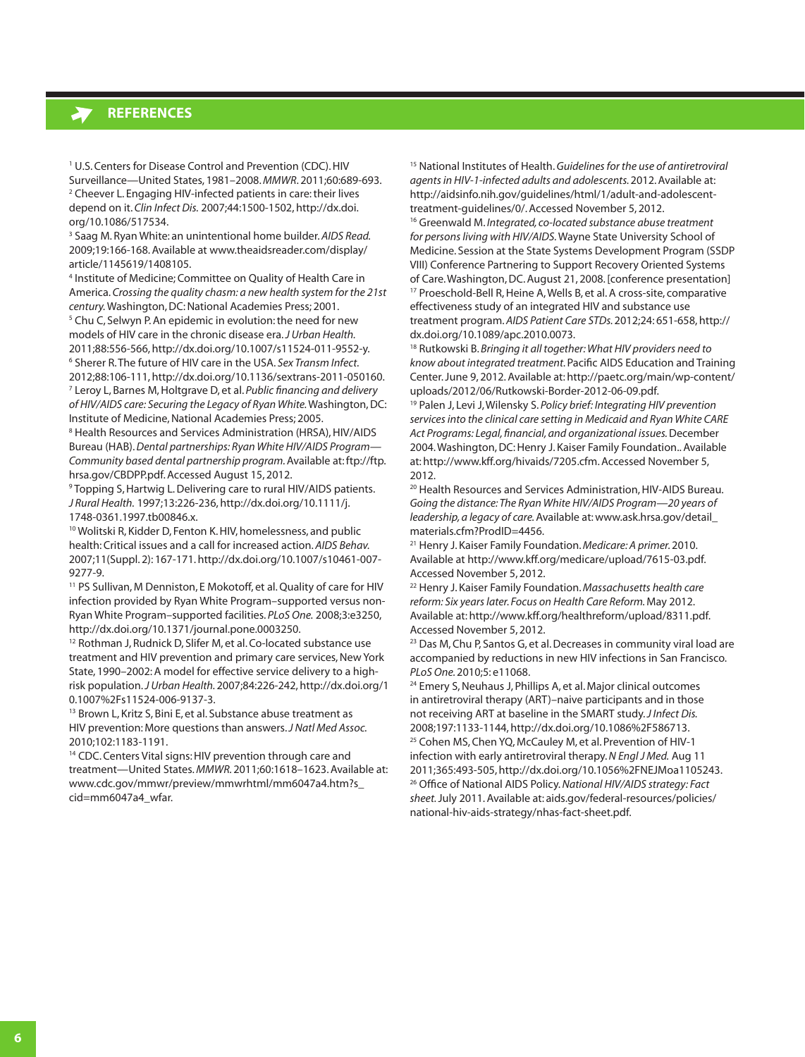## REFERENCES

[1] U.S. Centers for Disease Control and Prevention (CDC). HIV Surveillance—United States, 1981–2008. *MMWR*. 2011;60:689-693.

[2] Cheever L. Engaging HIV-infected patients in care: their lives depend on it. *Clin Infect Dis.* 2007;44:1500-1502, http://dx.doi.org/10.1086/517534.

[3] Saag M. Ryan White: an unintentional home builder. *AIDS Read.* 2009;19:166-168. Available at www.theaidsreader.com/display/article/1145619/1408105.

[4] Institute of Medicine; Committee on Quality of Health Care in America. *Crossing the quality chasm: a new health system for the 21st century.* Washington, DC: National Academies Press; 2001.

[5] Chu C, Selwyn P. An epidemic in evolution: the need for new models of HIV care in the chronic disease era. *J Urban Health.* 2011;88:556-566, http://dx.doi.org/10.1007/s11524-011-9552-y.

[6] Sherer R. The future of HIV care in the USA. *Sex Transm Infect.* 2012;88:106-111, http://dx.doi.org/10.1136/sextrans-2011-050160.

[7] Leroy L, Barnes M, Holtgrave D, et al. *Public financing and delivery of HIV/AIDS care: Securing the Legacy of Ryan White.* Washington, DC: Institute of Medicine, National Academies Press; 2005.

[8] Health Resources and Services Administration (HRSA), HIV/AIDS Bureau (HAB). *Dental partnerships: Ryan White HIV/AIDS Program—Community based dental partnership program.* Available at: ftp://ftp.hrsa.gov/CBDPP.pdf. Accessed August 15, 2012.

[9] Topping S, Hartwig L. Delivering care to rural HIV/AIDS patients. *J Rural Health.* 1997;13:226-236, http://dx.doi.org/10.1111/j.1748-0361.1997.tb00846.x.

[10] Wolitski R, Kidder D, Fenton K. HIV, homelessness, and public health: Critical issues and a call for increased action. *AIDS Behav.* 2007;11(Suppl. 2): 167-171. http://dx.doi.org/10.1007/s10461-007-9277-9.

[11] PS Sullivan, M Denniston, E Mokotoff, et al. Quality of care for HIV infection provided by Ryan White Program–supported versus non-Ryan White Program–supported facilities. *PLoS One.* 2008;3:e3250, http://dx.doi.org/10.1371/journal.pone.0003250.

[12] Rothman J, Rudnick D, Slifer M, et al. Co-located substance use treatment and HIV prevention and primary care services, New York State, 1990–2002: A model for effective service delivery to a high-risk population. *J Urban Health.* 2007;84:226-242, http://dx.doi.org/10.1007%2Fs11524-006-9137-3.

[13] Brown L, Kritz S, Bini E, et al. Substance abuse treatment as HIV prevention: More questions than answers. *J Natl Med Assoc.* 2010;102:1183-1191.

[14] CDC. Centers Vital signs: HIV prevention through care and treatment—United States. *MMWR.* 2011;60:1618–1623. Available at: www.cdc.gov/mmwr/preview/mmwrhtml/mm6047a4.htm?s_cid=mm6047a4_wfar.

[15] National Institutes of Health. *Guidelines for the use of antiretroviral agents in HIV-1-infected adults and adolescents.* 2012. Available at: http://aidsinfo.nih.gov/guidelines/html/1/adult-and-adolescent-treatment-guidelines/0/. Accessed November 5, 2012.

[16] Greenwald M. *Integrated, co-located substance abuse treatment for persons living with HIV/AIDS.* Wayne State University School of Medicine. Session at the State Systems Development Program (SSDP VIII) Conference Partnering to Support Recovery Oriented Systems of Care. Washington, DC. August 21, 2008. [conference presentation]

[17] Proeschold-Bell R, Heine A, Wells B, et al. A cross-site, comparative effectiveness study of an integrated HIV and substance use treatment program. *AIDS Patient Care STDs.* 2012;24: 651-658, http://dx.doi.org/10.1089/apc.2010.0073.

[18] Rutkowski B. *Bringing it all together: What HIV providers need to know about integrated treatment.* Pacific AIDS Education and Training Center. June 9, 2012. Available at: http://paetc.org/main/wp-content/uploads/2012/06/Rutkowski-Border-2012-06-09.pdf.

[19] Palen J, Levi J, Wilensky S. *Policy brief: Integrating HIV prevention services into the clinical care setting in Medicaid and Ryan White CARE Act Programs: Legal, financial, and organizational issues.* December 2004. Washington, DC: Henry J. Kaiser Family Foundation.. Available at: http://www.kff.org/hivaids/7205.cfm. Accessed November 5, 2012.

[20] Health Resources and Services Administration, HIV-AIDS Bureau. *Going the distance: The Ryan White HIV/AIDS Program—20 years of leadership, a legacy of care.* Available at: www.ask.hrsa.gov/detail_materials.cfm?ProdID=4456.

[21] Henry J. Kaiser Family Foundation. *Medicare: A primer.* 2010. Available at http://www.kff.org/medicare/upload/7615-03.pdf. Accessed November 5, 2012.

[22] Henry J. Kaiser Family Foundation. *Massachusetts health care reform: Six years later. Focus on Health Care Reform.* May 2012. Available at: http://www.kff.org/healthreform/upload/8311.pdf. Accessed November 5, 2012.

[23] Das M, Chu P, Santos G, et al. Decreases in community viral load are accompanied by reductions in new HIV infections in San Francisco. *PLoS One.* 2010;5: e11068.

[24] Emery S, Neuhaus J, Phillips A, et al. Major clinical outcomes in antiretroviral therapy (ART)–naive participants and in those not receiving ART at baseline in the SMART study. *J Infect Dis.* 2008;197:1133-1144, http://dx.doi.org/10.1086%2F586713.

[25] Cohen MS, Chen YQ, McCauley M, et al. Prevention of HIV-1 infection with early antiretroviral therapy. *N Engl J Med.* Aug 11 2011;365:493-505, http://dx.doi.org/10.1056%2FNEJMoa1105243.

[26] Office of National AIDS Policy. *National HIV/AIDS strategy: Fact sheet.* July 2011. Available at: aids.gov/federal-resources/policies/national-hiv-aids-strategy/nhas-fact-sheet.pdf.